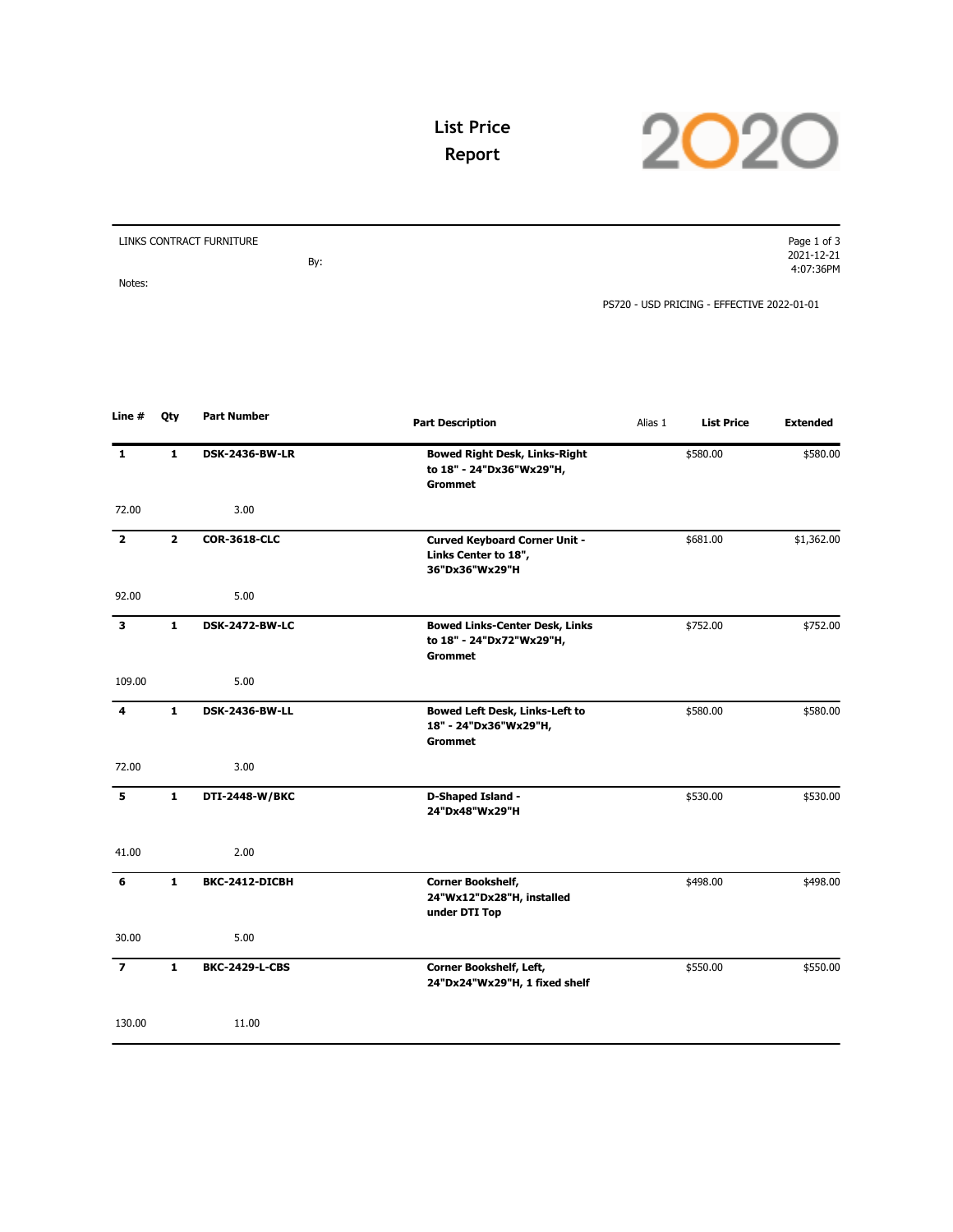# List Price Report

LINKS CONTRACT FURNITURE

By:

Notes:

2021-12-21
4:07:36PM

PS720 - USD PRICING - EFFECTIVE 2022-01-01

| Line # | Qty | Part Number | Part Description | Alias 1 | List Price | Extended |
|---|---|---|---|---|---|---|
| **1** | **1** | **DSK-2436-BW-LR** | **Bowed Right Desk, Links-Right to 18" - 24"Dx36"Wx29"H, Grommet** | | $580.00 | $580.00 |
| 72.00 | | 3.00 | | | | |
| **2** | **2** | **COR-3618-CLC** | **Curved Keyboard Corner Unit - Links Center to 18", 36"Dx36"Wx29"H** | | $681.00 | $1,362.00 |
| 92.00 | | 5.00 | | | | |
| **3** | **1** | **DSK-2472-BW-LC** | **Bowed Links-Center Desk, Links to 18" - 24"Dx72"Wx29"H, Grommet** | | $752.00 | $752.00 |
| 109.00 | | 5.00 | | | | |
| **4** | **1** | **DSK-2436-BW-LL** | **Bowed Left Desk, Links-Left to 18" - 24"Dx36"Wx29"H, Grommet** | | $580.00 | $580.00 |
| 72.00 | | 3.00 | | | | |
| **5** | **1** | **DTI-2448-W/BKC** | **D-Shaped Island - 24"Dx48"Wx29"H** | | $530.00 | $530.00 |
| 41.00 | | 2.00 | | | | |
| **6** | **1** | **BKC-2412-DICBH** | **Corner Bookshelf, 24"Wx12"Dx28"H, installed under DTI Top** | | $498.00 | $498.00 |
| 30.00 | | 5.00 | | | | |
| **7** | **1** | **BKC-2429-L-CBS** | **Corner Bookshelf, Left, 24"Dx24"Wx29"H, 1 fixed shelf** | | $550.00 | $550.00 |
| 130.00 | | 11.00 | | | | |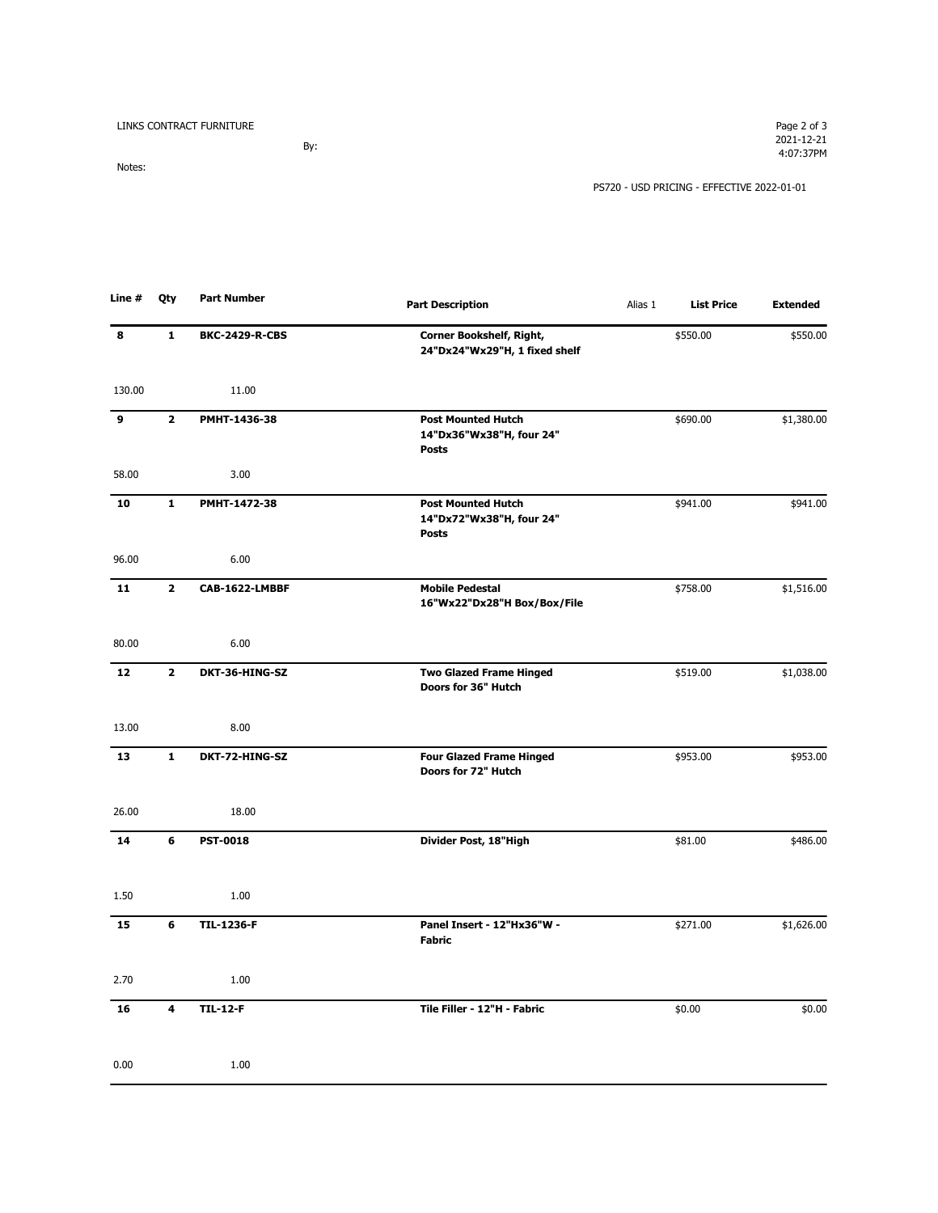LINKS CONTRACT FURNITURE

By:

Notes:

PS720 - USD PRICING - EFFECTIVE 2022-01-01

| Line # | Qty | Part Number | Part Description | Alias 1 | List Price | Extended |
|---|---|---|---|---|---|---|
| **8** | **1** | **BKC-2429-R-CBS** | **Corner Bookshelf, Right, 24"Dx24"Wx29"H, 1 fixed shelf** | | $550.00 | $550.00 |
| 130.00 | | 11.00 | | | | |
| **9** | **2** | **PMHT-1436-38** | **Post Mounted Hutch 14"Dx36"Wx38"H, four 24" Posts** | | $690.00 | $1,380.00 |
| 58.00 | | 3.00 | | | | |
| **10** | **1** | **PMHT-1472-38** | **Post Mounted Hutch 14"Dx72"Wx38"H, four 24" Posts** | | $941.00 | $941.00 |
| 96.00 | | 6.00 | | | | |
| **11** | **2** | **CAB-1622-LMBBF** | **Mobile Pedestal 16"Wx22"Dx28"H Box/Box/File** | | $758.00 | $1,516.00 |
| 80.00 | | 6.00 | | | | |
| **12** | **2** | **DKT-36-HING-SZ** | **Two Glazed Frame Hinged Doors for 36" Hutch** | | $519.00 | $1,038.00 |
| 13.00 | | 8.00 | | | | |
| **13** | **1** | **DKT-72-HING-SZ** | **Four Glazed Frame Hinged Doors for 72" Hutch** | | $953.00 | $953.00 |
| 26.00 | | 18.00 | | | | |
| **14** | **6** | **PST-0018** | **Divider Post, 18"High** | | $81.00 | $486.00 |
| 1.50 | | 1.00 | | | | |
| **15** | **6** | **TIL-1236-F** | **Panel Insert - 12"Hx36"W - Fabric** | | $271.00 | $1,626.00 |
| 2.70 | | 1.00 | | | | |
| **16** | **4** | **TIL-12-F** | **Tile Filler - 12"H - Fabric** | | $0.00 | $0.00 |
| 0.00 | | 1.00 | | | | |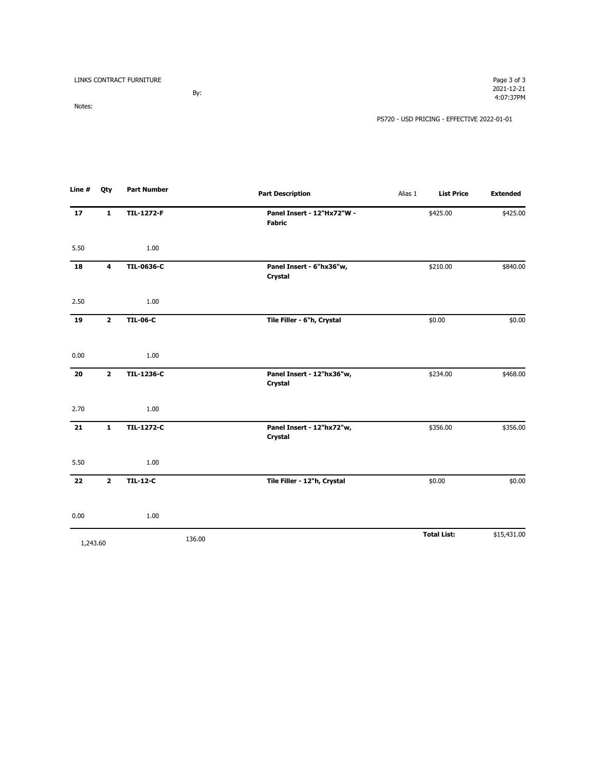LINKS CONTRACT FURNITURE

By:

Notes:

2021-12-21
4:07:37PM

PS720 - USD PRICING - EFFECTIVE 2022-01-01

| Line # | Qty | Part Number | Part Description | Alias 1 | List Price | Extended |
|---|---|---|---|---|---|---|
| **17** | **1** | **TIL-1272-F** | **Panel Insert - 12"Hx72"W - Fabric** | | $425.00 | $425.00 |
| 5.50 | | 1.00 | | | | |
| **18** | **4** | **TIL-0636-C** | **Panel Insert - 6"hx36"w, Crystal** | | $210.00 | $840.00 |
| 2.50 | | 1.00 | | | | |
| **19** | **2** | **TIL-06-C** | **Tile Filler - 6"h, Crystal** | | $0.00 | $0.00 |
| 0.00 | | 1.00 | | | | |
| **20** | **2** | **TIL-1236-C** | **Panel Insert - 12"hx36"w, Crystal** | | $234.00 | $468.00 |
| 2.70 | | 1.00 | | | | |
| **21** | **1** | **TIL-1272-C** | **Panel Insert - 12"hx72"w, Crystal** | | $356.00 | $356.00 |
| 5.50 | | 1.00 | | | | |
| **22** | **2** | **TIL-12-C** | **Tile Filler - 12"h, Crystal** | | $0.00 | $0.00 |
| 0.00 | | 1.00 | | | | |
| 1,243.60 | | 136.00 | | | **Total List:** | $15,431.00 |